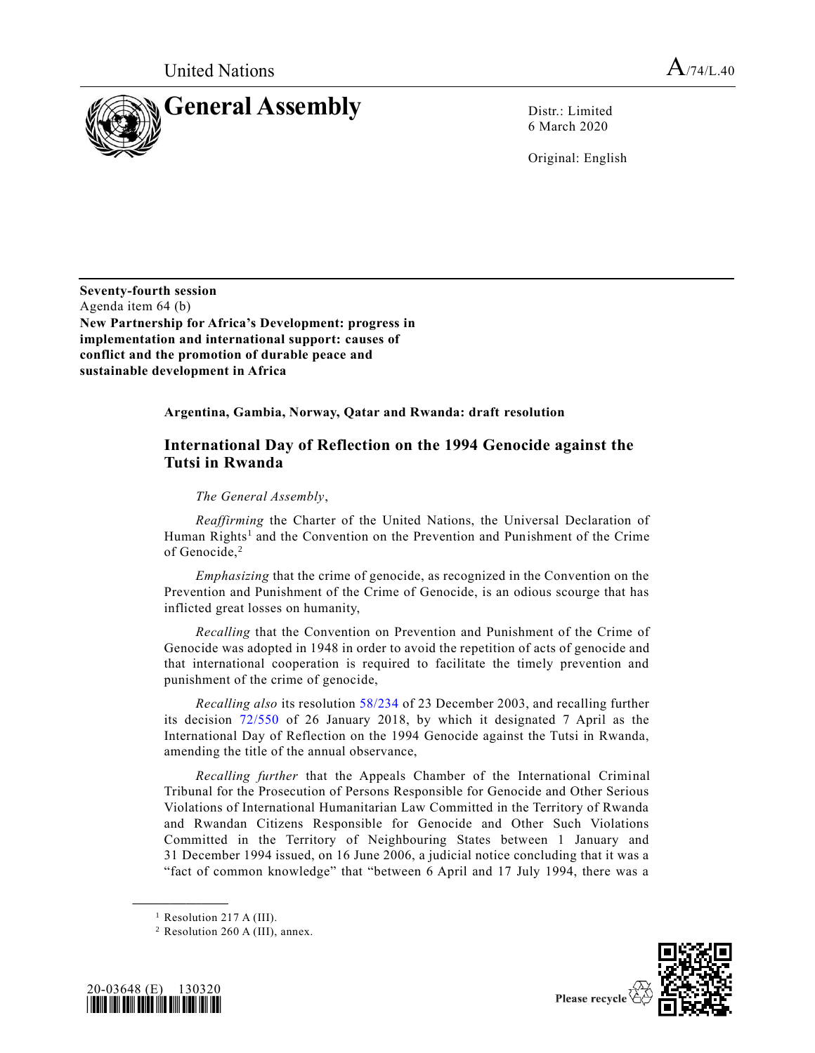United Nations

A/74/L.40

# General Assembly

Distr.: Limited
6 March 2020

Original: English

**Seventy-fourth session**
Agenda item 64 (b)
**New Partnership for Africa's Development: progress in implementation and international support: causes of conflict and the promotion of durable peace and sustainable development in Africa**

**Argentina, Gambia, Norway, Qatar and Rwanda: draft resolution**

## International Day of Reflection on the 1994 Genocide against the Tutsi in Rwanda

*The General Assembly*,

*Reaffirming* the Charter of the United Nations, the Universal Declaration of Human Rights[1] and the Convention on the Prevention and Punishment of the Crime of Genocide,[2]

*Emphasizing* that the crime of genocide, as recognized in the Convention on the Prevention and Punishment of the Crime of Genocide, is an odious scourge that has inflicted great losses on humanity,

*Recalling* that the Convention on Prevention and Punishment of the Crime of Genocide was adopted in 1948 in order to avoid the repetition of acts of genocide and that international cooperation is required to facilitate the timely prevention and punishment of the crime of genocide,

*Recalling also* its resolution 58/234 of 23 December 2003, and recalling further its decision 72/550 of 26 January 2018, by which it designated 7 April as the International Day of Reflection on the 1994 Genocide against the Tutsi in Rwanda, amending the title of the annual observance,

*Recalling further* that the Appeals Chamber of the International Criminal Tribunal for the Prosecution of Persons Responsible for Genocide and Other Serious Violations of International Humanitarian Law Committed in the Territory of Rwanda and Rwandan Citizens Responsible for Genocide and Other Such Violations Committed in the Territory of Neighbouring States between 1 January and 31 December 1994 issued, on 16 June 2006, a judicial notice concluding that it was a "fact of common knowledge" that "between 6 April and 17 July 1994, there was a

---

[1] Resolution 217 A (III).

[2] Resolution 260 A (III), annex.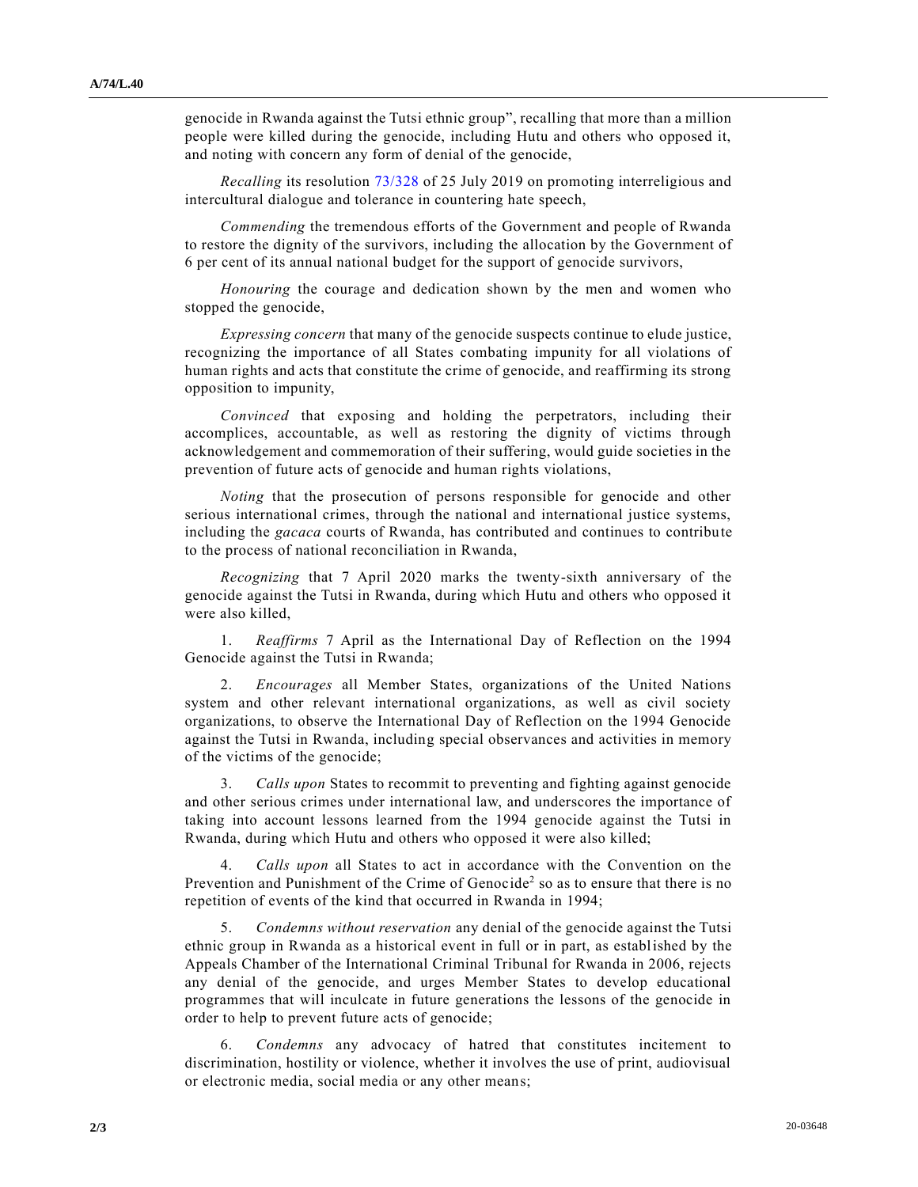genocide in Rwanda against the Tutsi ethnic group", recalling that more than a million people were killed during the genocide, including Hutu and others who opposed it, and noting with concern any form of denial of the genocide,

*Recalling* its resolution 73/328 of 25 July 2019 on promoting interreligious and intercultural dialogue and tolerance in countering hate speech,

*Commending* the tremendous efforts of the Government and people of Rwanda to restore the dignity of the survivors, including the allocation by the Government of 6 per cent of its annual national budget for the support of genocide survivors,

*Honouring* the courage and dedication shown by the men and women who stopped the genocide,

*Expressing concern* that many of the genocide suspects continue to elude justice, recognizing the importance of all States combating impunity for all violations of human rights and acts that constitute the crime of genocide, and reaffirming its strong opposition to impunity,

*Convinced* that exposing and holding the perpetrators, including their accomplices, accountable, as well as restoring the dignity of victims through acknowledgement and commemoration of their suffering, would guide societies in the prevention of future acts of genocide and human rights violations,

*Noting* that the prosecution of persons responsible for genocide and other serious international crimes, through the national and international justice systems, including the *gacaca* courts of Rwanda, has contributed and continues to contribute to the process of national reconciliation in Rwanda,

*Recognizing* that 7 April 2020 marks the twenty-sixth anniversary of the genocide against the Tutsi in Rwanda, during which Hutu and others who opposed it were also killed,

1. *Reaffirms* 7 April as the International Day of Reflection on the 1994 Genocide against the Tutsi in Rwanda;

2. *Encourages* all Member States, organizations of the United Nations system and other relevant international organizations, as well as civil society organizations, to observe the International Day of Reflection on the 1994 Genocide against the Tutsi in Rwanda, including special observances and activities in memory of the victims of the genocide;

3. *Calls upon* States to recommit to preventing and fighting against genocide and other serious crimes under international law, and underscores the importance of taking into account lessons learned from the 1994 genocide against the Tutsi in Rwanda, during which Hutu and others who opposed it were also killed;

4. *Calls upon* all States to act in accordance with the Convention on the Prevention and Punishment of the Crime of Genocide[2] so as to ensure that there is no repetition of events of the kind that occurred in Rwanda in 1994;

5. *Condemns without reservation* any denial of the genocide against the Tutsi ethnic group in Rwanda as a historical event in full or in part, as established by the Appeals Chamber of the International Criminal Tribunal for Rwanda in 2006, rejects any denial of the genocide, and urges Member States to develop educational programmes that will inculcate in future generations the lessons of the genocide in order to help to prevent future acts of genocide;

6. *Condemns* any advocacy of hatred that constitutes incitement to discrimination, hostility or violence, whether it involves the use of print, audiovisual or electronic media, social media or any other means;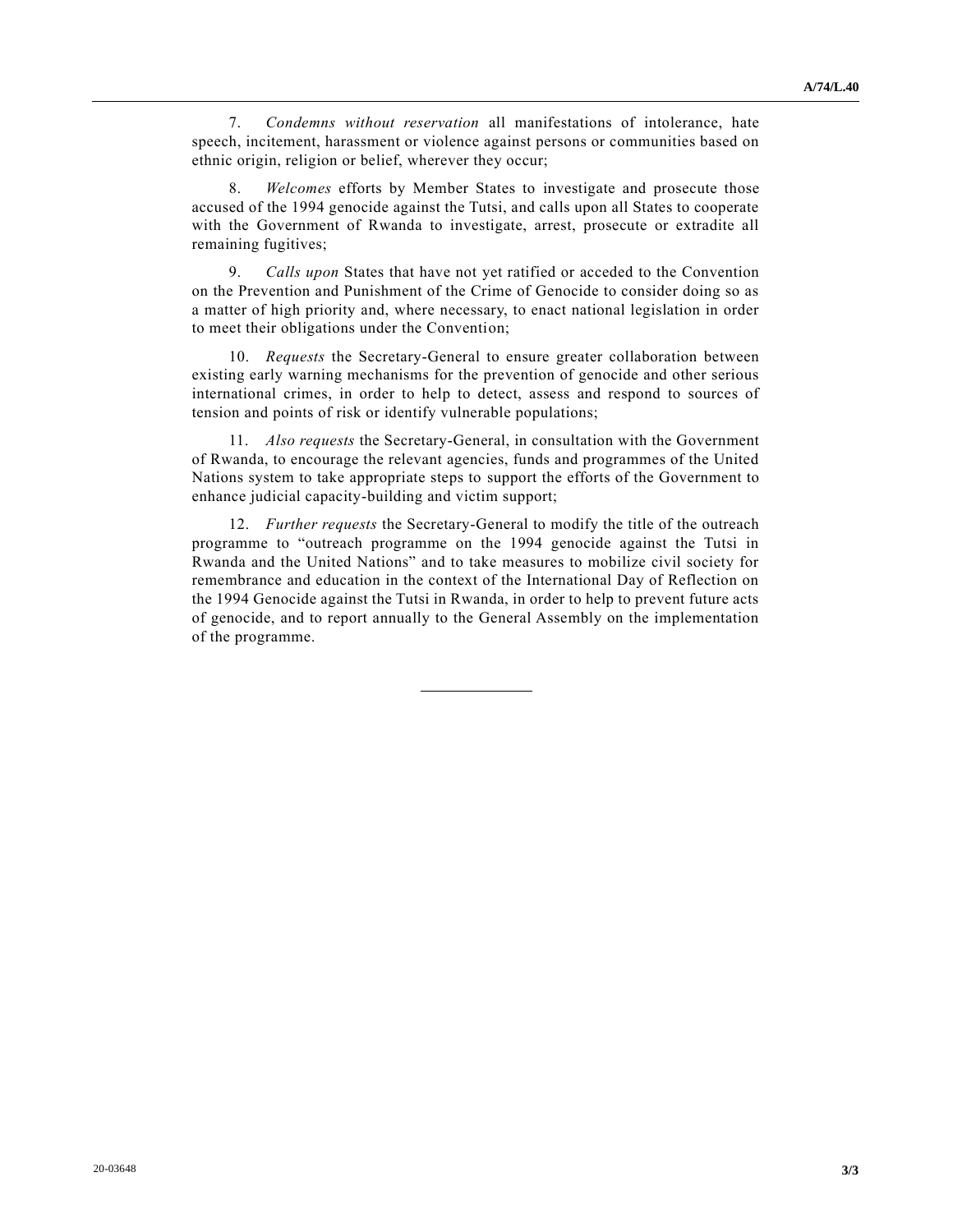7. *Condemns without reservation* all manifestations of intolerance, hate speech, incitement, harassment or violence against persons or communities based on ethnic origin, religion or belief, wherever they occur;

8. *Welcomes* efforts by Member States to investigate and prosecute those accused of the 1994 genocide against the Tutsi, and calls upon all States to cooperate with the Government of Rwanda to investigate, arrest, prosecute or extradite all remaining fugitives;

9. *Calls upon* States that have not yet ratified or acceded to the Convention on the Prevention and Punishment of the Crime of Genocide to consider doing so as a matter of high priority and, where necessary, to enact national legislation in order to meet their obligations under the Convention;

10. *Requests* the Secretary-General to ensure greater collaboration between existing early warning mechanisms for the prevention of genocide and other serious international crimes, in order to help to detect, assess and respond to sources of tension and points of risk or identify vulnerable populations;

11. *Also requests* the Secretary-General, in consultation with the Government of Rwanda, to encourage the relevant agencies, funds and programmes of the United Nations system to take appropriate steps to support the efforts of the Government to enhance judicial capacity-building and victim support;

12. *Further requests* the Secretary-General to modify the title of the outreach programme to "outreach programme on the 1994 genocide against the Tutsi in Rwanda and the United Nations" and to take measures to mobilize civil society for remembrance and education in the context of the International Day of Reflection on the 1994 Genocide against the Tutsi in Rwanda, in order to help to prevent future acts of genocide, and to report annually to the General Assembly on the implementation of the programme.